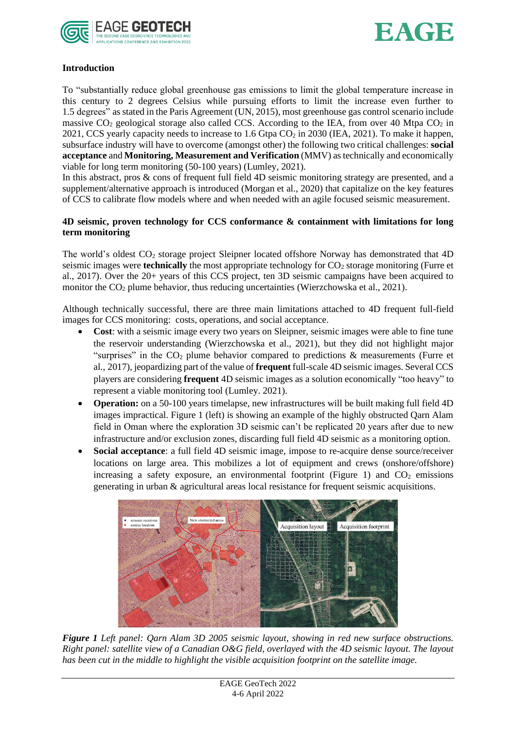## Introduction

To "substantially reduce global greenhouse gas emissions to limit the global temperature increase in this century to 2 degrees Celsius while pursuing efforts to limit the increase even further to 1.5 degrees" as stated in the Paris Agreement (UN, 2015), most greenhouse gas control scenario include massive $CO_2$ geological storage also called CCS. According to the IEA, from over 40 Mtpa $CO_2$ in 2021, CCS yearly capacity needs to increase to 1.6 Gtpa $CO_2$ in 2030 (IEA, 2021). To make it happen, subsurface industry will have to overcome (amongst other) the following two critical challenges: **social acceptance** and **Monitoring, Measurement and Verification** (MMV) as technically and economically viable for long term monitoring (50-100 years) (Lumley, 2021).

In this abstract, pros & cons of frequent full field 4D seismic monitoring strategy are presented, and a supplement/alternative approach is introduced (Morgan et al., 2020) that capitalize on the key features of CCS to calibrate flow models where and when needed with an agile focused seismic measurement.

## 4D seismic, proven technology for CCS conformance & containment with limitations for long term monitoring

The world's oldest $CO_2$ storage project Sleipner located offshore Norway has demonstrated that 4D seismic images were **technically** the most appropriate technology for $CO_2$ storage monitoring (Furre et al., 2017). Over the 20+ years of this CCS project, ten 3D seismic campaigns have been acquired to monitor the $CO_2$ plume behavior, thus reducing uncertainties (Wierzchowska et al., 2021).

Although technically successful, there are three main limitations attached to 4D frequent full-field images for CCS monitoring: costs, operations, and social acceptance.

- **Cost**: with a seismic image every two years on Sleipner, seismic images were able to fine tune the reservoir understanding (Wierzchowska et al., 2021), but they did not highlight major "surprises" in the $CO_2$ plume behavior compared to predictions & measurements (Furre et al., 2017), jeopardizing part of the value of **frequent** full-scale 4D seismic images. Several CCS players are considering **frequent** 4D seismic images as a solution economically "too heavy" to represent a viable monitoring tool (Lumley. 2021).
- **Operation:** on a 50-100 years timelapse, new infrastructures will be built making full field 4D images impractical. Figure 1 (left) is showing an example of the highly obstructed Qarn Alam field in Oman where the exploration 3D seismic can't be replicated 20 years after due to new infrastructure and/or exclusion zones, discarding full field 4D seismic as a monitoring option.
- **Social acceptance**: a full field 4D seismic image, impose to re-acquire dense source/receiver locations on large area. This mobilizes a lot of equipment and crews (onshore/offshore) increasing a safety exposure, an environmental footprint (Figure 1) and $CO_2$ emissions generating in urban & agricultural areas local resistance for frequent seismic acquisitions.

***Figure 1*** *Left panel: Qarn Alam 3D 2005 seismic layout, showing in red new surface obstructions. Right panel: satellite view of a Canadian O&G field, overlayed with the 4D seismic layout. The layout has been cut in the middle to highlight the visible acquisition footprint on the satellite image.*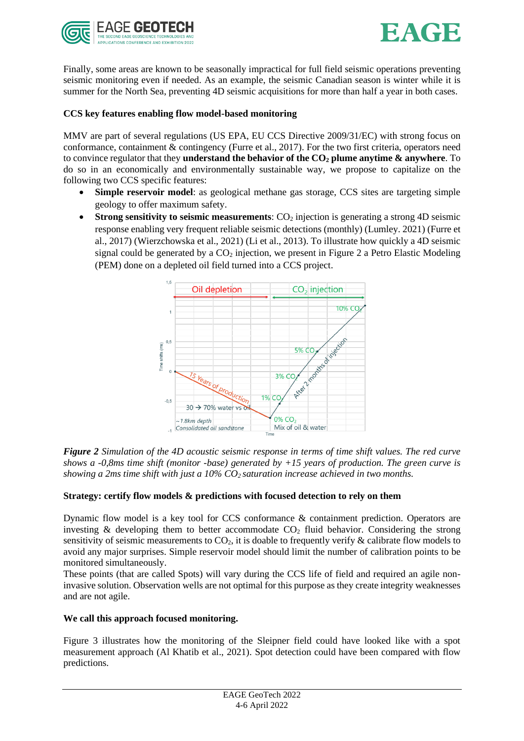Finally, some areas are known to be seasonally impractical for full field seismic operations preventing seismic monitoring even if needed. As an example, the seismic Canadian season is winter while it is summer for the North Sea, preventing 4D seismic acquisitions for more than half a year in both cases.

**CCS key features enabling flow model-based monitoring**

MMV are part of several regulations (US EPA, EU CCS Directive 2009/31/EC) with strong focus on conformance, containment & contingency (Furre et al., 2017). For the two first criteria, operators need to convince regulator that they **understand the behavior of the $CO_2$ plume anytime & anywhere**. To do so in an economically and environmentally sustainable way, we propose to capitalize on the following two CCS specific features:

- **Simple reservoir model**: as geological methane gas storage, CCS sites are targeting simple geology to offer maximum safety.
- **Strong sensitivity to seismic measurements**: $CO_2$ injection is generating a strong 4D seismic response enabling very frequent reliable seismic detections (monthly) (Lumley. 2021) (Furre et al., 2017) (Wierzchowska et al., 2021) (Li et al., 2013). To illustrate how quickly a 4D seismic signal could be generated by a $CO_2$ injection, we present in Figure 2 a Petro Elastic Modeling (PEM) done on a depleted oil field turned into a CCS project.

***Figure 2*** *Simulation of the 4D acoustic seismic response in terms of time shift values. The red curve shows a -0,8ms time shift (monitor -base) generated by +15 years of production. The green curve is showing a 2ms time shift with just a 10% $CO_2$ saturation increase achieved in two months.*

**Strategy: certify flow models & predictions with focused detection to rely on them**

Dynamic flow model is a key tool for CCS conformance & containment prediction. Operators are investing & developing them to better accommodate $CO_2$ fluid behavior. Considering the strong sensitivity of seismic measurements to $CO_2$, it is doable to frequently verify & calibrate flow models to avoid any major surprises. Simple reservoir model should limit the number of calibration points to be monitored simultaneously.

These points (that are called Spots) will vary during the CCS life of field and required an agile non-invasive solution. Observation wells are not optimal for this purpose as they create integrity weaknesses and are not agile.

**We call this approach focused monitoring.**

Figure 3 illustrates how the monitoring of the Sleipner field could have looked like with a spot measurement approach (Al Khatib et al., 2021). Spot detection could have been compared with flow predictions.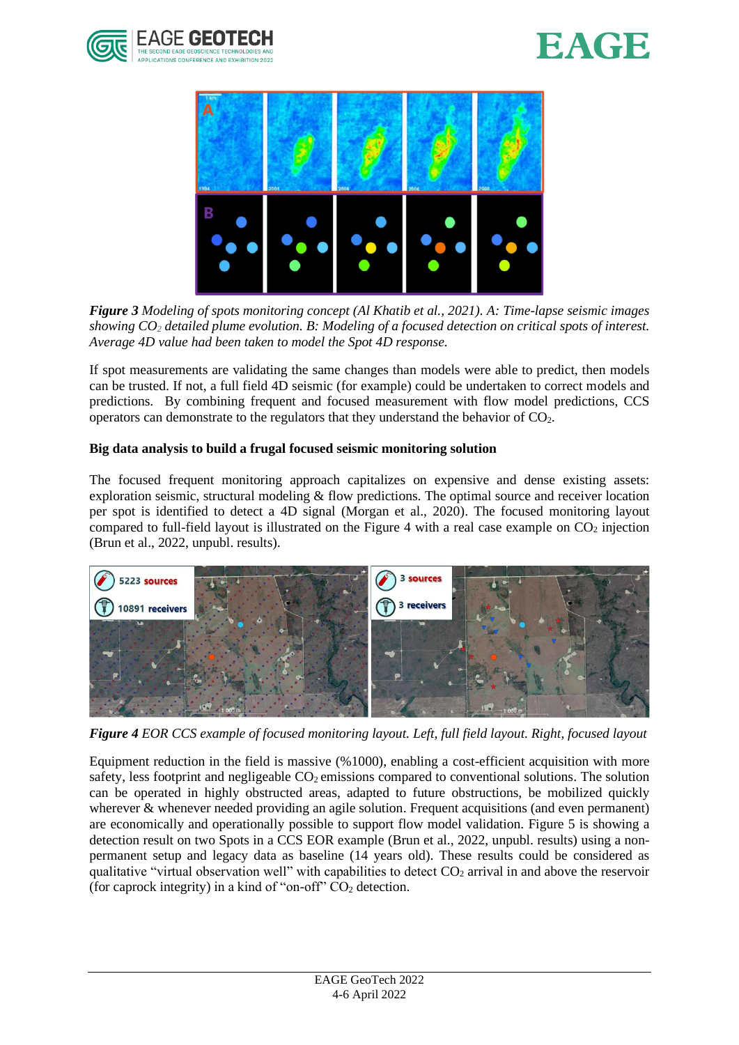*Figure 3 Modeling of spots monitoring concept (Al Khatib et al., 2021). A: Time-lapse seismic images showing $CO_2$ detailed plume evolution. B: Modeling of a focused detection on critical spots of interest. Average 4D value had been taken to model the Spot 4D response.*

If spot measurements are validating the same changes than models were able to predict, then models can be trusted. If not, a full field 4D seismic (for example) could be undertaken to correct models and predictions. By combining frequent and focused measurement with flow model predictions, CCS operators can demonstrate to the regulators that they understand the behavior of $CO_2$.

**Big data analysis to build a frugal focused seismic monitoring solution**

The focused frequent monitoring approach capitalizes on expensive and dense existing assets: exploration seismic, structural modeling & flow predictions. The optimal source and receiver location per spot is identified to detect a 4D signal (Morgan et al., 2020). The focused monitoring layout compared to full-field layout is illustrated on the Figure 4 with a real case example on $CO_2$ injection (Brun et al., 2022, unpubl. results).

*Figure 4 EOR CCS example of focused monitoring layout. Left, full field layout. Right, focused layout*

Equipment reduction in the field is massive (%1000), enabling a cost-efficient acquisition with more safety, less footprint and negligeable $CO_2$ emissions compared to conventional solutions. The solution can be operated in highly obstructed areas, adapted to future obstructions, be mobilized quickly wherever & whenever needed providing an agile solution. Frequent acquisitions (and even permanent) are economically and operationally possible to support flow model validation. Figure 5 is showing a detection result on two Spots in a CCS EOR example (Brun et al., 2022, unpubl. results) using a non-permanent setup and legacy data as baseline (14 years old). These results could be considered as qualitative "virtual observation well" with capabilities to detect $CO_2$ arrival in and above the reservoir (for caprock integrity) in a kind of "on-off" $CO_2$ detection.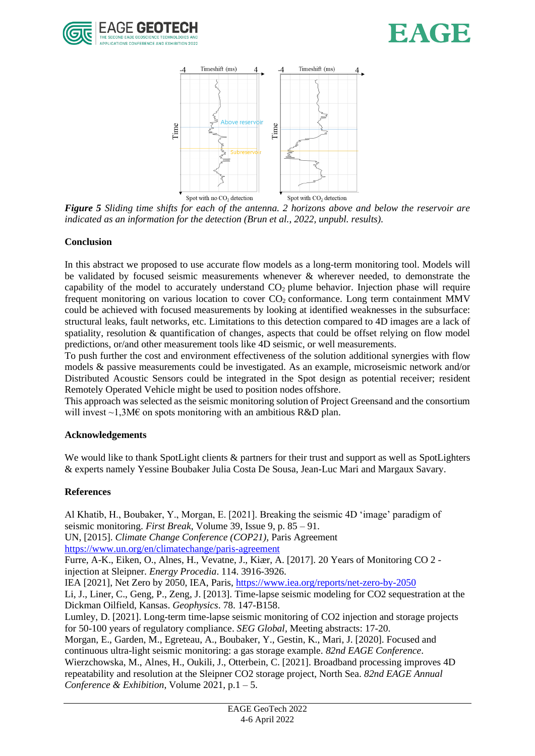Timeshift (ms)

-4 4

Time

Above reservoir

Subreservoir

Spot with no $CO_2$ detection

Timeshift (ms)

-4 4

Time

Spot with $CO_2$ detection

***Figure 5*** *Sliding time shifts for each of the antenna. 2 horizons above and below the reservoir are indicated as an information for the detection (Brun et al., 2022, unpubl. results).*

## Conclusion

In this abstract we proposed to use accurate flow models as a long-term monitoring tool. Models will be validated by focused seismic measurements whenever & wherever needed, to demonstrate the capability of the model to accurately understand $CO_2$ plume behavior. Injection phase will require frequent monitoring on various location to cover $CO_2$ conformance. Long term containment MMV could be achieved with focused measurements by looking at identified weaknesses in the subsurface: structural leaks, fault networks, etc. Limitations to this detection compared to 4D images are a lack of spatiality, resolution & quantification of changes, aspects that could be offset relying on flow model predictions, or/and other measurement tools like 4D seismic, or well measurements.

To push further the cost and environment effectiveness of the solution additional synergies with flow models & passive measurements could be investigated. As an example, microseismic network and/or Distributed Acoustic Sensors could be integrated in the Spot design as potential receiver; resident Remotely Operated Vehicle might be used to position nodes offshore.

This approach was selected as the seismic monitoring solution of Project Greensand and the consortium will invest ~1,3M€ on spots monitoring with an ambitious R&D plan.

## Acknowledgements

We would like to thank SpotLight clients & partners for their trust and support as well as SpotLighters & experts namely Yessine Boubaker Julia Costa De Sousa, Jean-Luc Mari and Margaux Savary.

## References

Al Khatib, H., Boubaker, Y., Morgan, E. [2021]. Breaking the seismic 4D 'image' paradigm of seismic monitoring. *First Break*, Volume 39, Issue 9, p. 85 – 91.

UN, [2015]. *Climate Change Conference (COP21)*, Paris Agreement https://www.un.org/en/climatechange/paris-agreement

Furre, A-K., Eiken, O., Alnes, H., Vevatne, J., Kiær, A. [2017]. 20 Years of Monitoring CO 2 -injection at Sleipner. *Energy Procedia*. 114. 3916-3926.

IEA [2021], Net Zero by 2050, IEA, Paris, https://www.iea.org/reports/net-zero-by-2050

Li, J., Liner, C., Geng, P., Zeng, J. [2013]. Time-lapse seismic modeling for CO2 sequestration at the Dickman Oilfield, Kansas. *Geophysics*. 78. 147-B158.

Lumley, D. [2021]. Long-term time-lapse seismic monitoring of CO2 injection and storage projects for 50-100 years of regulatory compliance. *SEG Global*, Meeting abstracts: 17-20.

Morgan, E., Garden, M., Egreteau, A., Boubaker, Y., Gestin, K., Mari, J. [2020]. Focused and continuous ultra-light seismic monitoring: a gas storage example. *82nd EAGE Conference*.

Wierzchowska, M., Alnes, H., Oukili, J., Otterbein, C. [2021]. Broadband processing improves 4D repeatability and resolution at the Sleipner CO2 storage project, North Sea. *82nd EAGE Annual Conference & Exhibition*, Volume 2021, p.1 – 5.